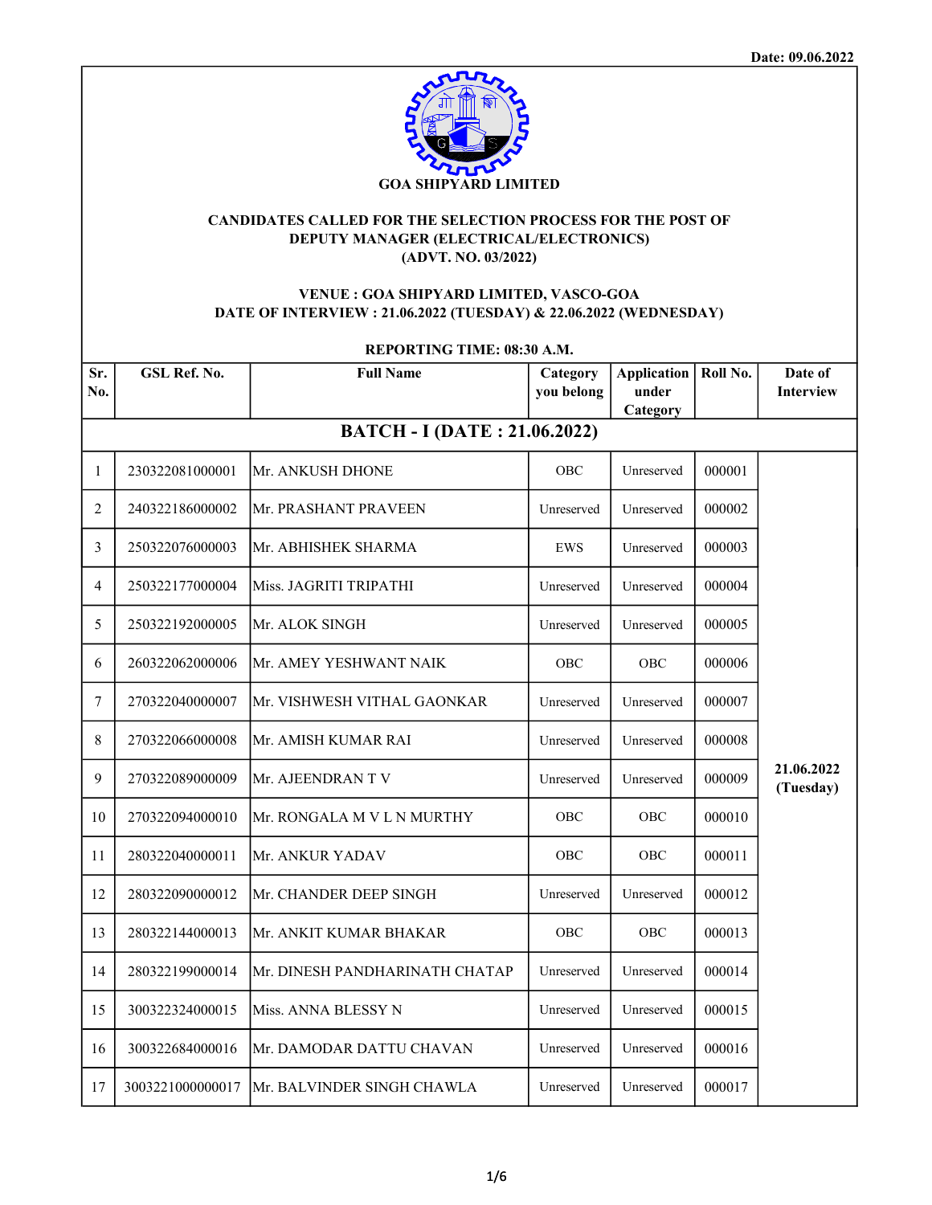Date: 09.06.2022

# GOA SHIPYARD LIMITED

## CANDIDATES CALLED FOR THE SELECTION PROCESS FOR THE POST OF DEPUTY MANAGER (ELECTRICAL/ELECTRONICS) (ADVT. NO. 03/2022)

**VENUE : GOA SHIPYARD LIMITED, VASCO-GOA**
**DATE OF INTERVIEW : 21.06.2022 (TUESDAY) & 22.06.2022 (WEDNESDAY)**

**REPORTING TIME: 08:30 A.M.**

| Sr. No. | GSL Ref. No. | Full Name | Category you belong | Application under Category | Roll No. | Date of Interview |
|---|---|---|---|---|---|---|
| **BATCH - I (DATE : 21.06.2022)** | | | | | | |
| 1 | 230322081000001 | Mr. ANKUSH DHONE | OBC | Unreserved | 000001 | 21.06.2022 (Tuesday) |
| 2 | 240322186000002 | Mr. PRASHANT PRAVEEN | Unreserved | Unreserved | 000002 | |
| 3 | 250322076000003 | Mr. ABHISHEK SHARMA | EWS | Unreserved | 000003 | |
| 4 | 250322177000004 | Miss. JAGRITI TRIPATHI | Unreserved | Unreserved | 000004 | |
| 5 | 250322192000005 | Mr. ALOK SINGH | Unreserved | Unreserved | 000005 | |
| 6 | 260322062000006 | Mr. AMEY YESHWANT NAIK | OBC | OBC | 000006 | |
| 7 | 270322040000007 | Mr. VISHWESH VITHAL GAONKAR | Unreserved | Unreserved | 000007 | |
| 8 | 270322066000008 | Mr. AMISH KUMAR RAI | Unreserved | Unreserved | 000008 | |
| 9 | 270322089000009 | Mr. AJEENDRAN T V | Unreserved | Unreserved | 000009 | |
| 10 | 270322094000010 | Mr. RONGALA M V L N MURTHY | OBC | OBC | 000010 | |
| 11 | 280322040000011 | Mr. ANKUR YADAV | OBC | OBC | 000011 | |
| 12 | 280322090000012 | Mr. CHANDER DEEP SINGH | Unreserved | Unreserved | 000012 | |
| 13 | 280322144000013 | Mr. ANKIT KUMAR BHAKAR | OBC | OBC | 000013 | |
| 14 | 280322199000014 | Mr. DINESH PANDHARINATH CHATAP | Unreserved | Unreserved | 000014 | |
| 15 | 300322324000015 | Miss. ANNA BLESSY N | Unreserved | Unreserved | 000015 | |
| 16 | 300322684000016 | Mr. DAMODAR DATTU CHAVAN | Unreserved | Unreserved | 000016 | |
| 17 | 3003221000000017 | Mr. BALVINDER SINGH CHAWLA | Unreserved | Unreserved | 000017 | |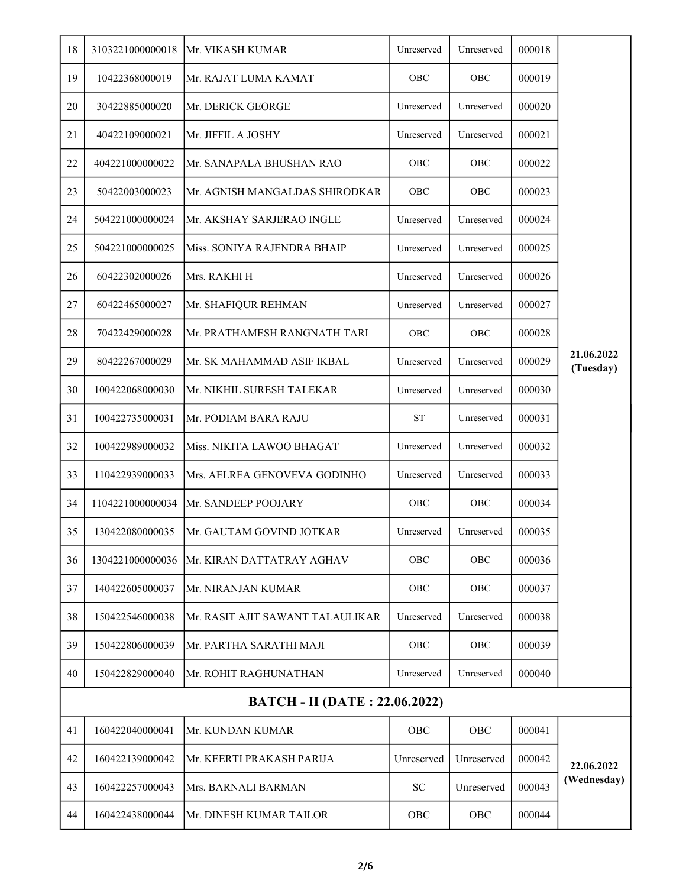| 18 | 3103221000000018 | Mr. VIKASH KUMAR | Unreserved | Unreserved | 000018 | 21.06.2022 (Tuesday) |
|---|---|---|---|---|---|---|
| 19 | 10422368000019 | Mr. RAJAT LUMA KAMAT | OBC | OBC | 000019 | |
| 20 | 30422885000020 | Mr. DERICK GEORGE | Unreserved | Unreserved | 000020 | |
| 21 | 40422109000021 | Mr. JIFFIL A JOSHY | Unreserved | Unreserved | 000021 | |
| 22 | 404221000000022 | Mr. SANAPALA BHUSHAN RAO | OBC | OBC | 000022 | |
| 23 | 50422003000023 | Mr. AGNISH MANGALDAS SHIRODKAR | OBC | OBC | 000023 | |
| 24 | 504221000000024 | Mr. AKSHAY SARJERAO INGLE | Unreserved | Unreserved | 000024 | |
| 25 | 504221000000025 | Miss. SONIYA RAJENDRA BHAIP | Unreserved | Unreserved | 000025 | |
| 26 | 60422302000026 | Mrs. RAKHI H | Unreserved | Unreserved | 000026 | |
| 27 | 60422465000027 | Mr. SHAFIQUR REHMAN | Unreserved | Unreserved | 000027 | |
| 28 | 70422429000028 | Mr. PRATHAMESH RANGNATH TARI | OBC | OBC | 000028 | |
| 29 | 80422267000029 | Mr. SK MAHAMMAD ASIF IKBAL | Unreserved | Unreserved | 000029 | |
| 30 | 100422068000030 | Mr. NIKHIL SURESH TALEKAR | Unreserved | Unreserved | 000030 | |
| 31 | 100422735000031 | Mr. PODIAM BARA RAJU | ST | Unreserved | 000031 | |
| 32 | 100422989000032 | Miss. NIKITA LAWOO BHAGAT | Unreserved | Unreserved | 000032 | |
| 33 | 110422939000033 | Mrs. AELREA GENOVEVA GODINHO | Unreserved | Unreserved | 000033 | |
| 34 | 1104221000000034 | Mr. SANDEEP POOJARY | OBC | OBC | 000034 | |
| 35 | 130422080000035 | Mr. GAUTAM GOVIND JOTKAR | Unreserved | Unreserved | 000035 | |
| 36 | 1304221000000036 | Mr. KIRAN DATTATRAY AGHAV | OBC | OBC | 000036 | |
| 37 | 140422605000037 | Mr. NIRANJAN KUMAR | OBC | OBC | 000037 | |
| 38 | 150422546000038 | Mr. RASIT AJIT SAWANT TALAULIKAR | Unreserved | Unreserved | 000038 | |
| 39 | 150422806000039 | Mr. PARTHA SARATHI MAJI | OBC | OBC | 000039 | |
| 40 | 150422829000040 | Mr. ROHIT RAGHUNATHAN | Unreserved | Unreserved | 000040 | |
| **BATCH - II (DATE : 22.06.2022)** | | | | | | |
| 41 | 160422040000041 | Mr. KUNDAN KUMAR | OBC | OBC | 000041 | 22.06.2022 (Wednesday) |
| 42 | 160422139000042 | Mr. KEERTI PRAKASH PARIJA | Unreserved | Unreserved | 000042 | |
| 43 | 160422257000043 | Mrs. BARNALI BARMAN | SC | Unreserved | 000043 | |
| 44 | 160422438000044 | Mr. DINESH KUMAR TAILOR | OBC | OBC | 000044 | |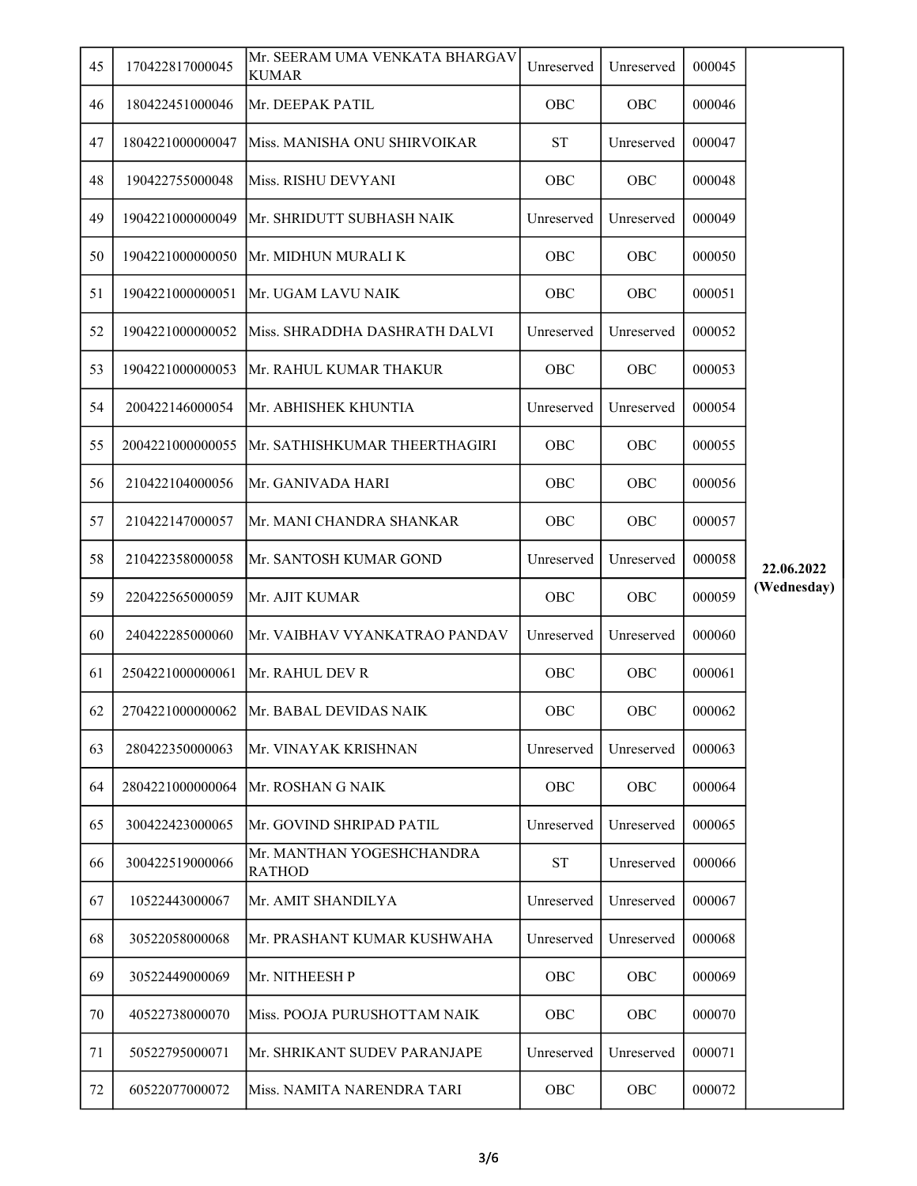| 45 | 170422817000045 | Mr. SEERAM UMA VENKATA BHARGAV KUMAR | Unreserved | Unreserved | 000045 | 22.06.2022 (Wednesday) |
|---|---|---|---|---|---|---|
| 46 | 180422451000046 | Mr. DEEPAK PATIL | OBC | OBC | 000046 | |
| 47 | 1804221000000047 | Miss. MANISHA ONU SHIRVOIKAR | ST | Unreserved | 000047 | |
| 48 | 190422755000048 | Miss. RISHU DEVYANI | OBC | OBC | 000048 | |
| 49 | 1904221000000049 | Mr. SHRIDUTT SUBHASH NAIK | Unreserved | Unreserved | 000049 | |
| 50 | 1904221000000050 | Mr. MIDHUN MURALI K | OBC | OBC | 000050 | |
| 51 | 1904221000000051 | Mr. UGAM LAVU NAIK | OBC | OBC | 000051 | |
| 52 | 1904221000000052 | Miss. SHRADDHA DASHRATH DALVI | Unreserved | Unreserved | 000052 | |
| 53 | 1904221000000053 | Mr. RAHUL KUMAR THAKUR | OBC | OBC | 000053 | |
| 54 | 200422146000054 | Mr. ABHISHEK KHUNTIA | Unreserved | Unreserved | 000054 | |
| 55 | 2004221000000055 | Mr. SATHISHKUMAR THEERTHAGIRI | OBC | OBC | 000055 | |
| 56 | 210422104000056 | Mr. GANIVADA HARI | OBC | OBC | 000056 | |
| 57 | 210422147000057 | Mr. MANI CHANDRA SHANKAR | OBC | OBC | 000057 | |
| 58 | 210422358000058 | Mr. SANTOSH KUMAR GOND | Unreserved | Unreserved | 000058 | |
| 59 | 220422565000059 | Mr. AJIT KUMAR | OBC | OBC | 000059 | |
| 60 | 240422285000060 | Mr. VAIBHAV VYANKATRAO PANDAV | Unreserved | Unreserved | 000060 | |
| 61 | 2504221000000061 | Mr. RAHUL DEV R | OBC | OBC | 000061 | |
| 62 | 2704221000000062 | Mr. BABAL DEVIDAS NAIK | OBC | OBC | 000062 | |
| 63 | 280422350000063 | Mr. VINAYAK KRISHNAN | Unreserved | Unreserved | 000063 | |
| 64 | 2804221000000064 | Mr. ROSHAN G NAIK | OBC | OBC | 000064 | |
| 65 | 300422423000065 | Mr. GOVIND SHRIPAD PATIL | Unreserved | Unreserved | 000065 | |
| 66 | 300422519000066 | Mr. MANTHAN YOGESHCHANDRA RATHOD | ST | Unreserved | 000066 | |
| 67 | 10522443000067 | Mr. AMIT SHANDILYA | Unreserved | Unreserved | 000067 | |
| 68 | 30522058000068 | Mr. PRASHANT KUMAR KUSHWAHA | Unreserved | Unreserved | 000068 | |
| 69 | 30522449000069 | Mr. NITHEESH P | OBC | OBC | 000069 | |
| 70 | 40522738000070 | Miss. POOJA PURUSHOTTAM NAIK | OBC | OBC | 000070 | |
| 71 | 50522795000071 | Mr. SHRIKANT SUDEV PARANJAPE | Unreserved | Unreserved | 000071 | |
| 72 | 60522077000072 | Miss. NAMITA NARENDRA TARI | OBC | OBC | 000072 | |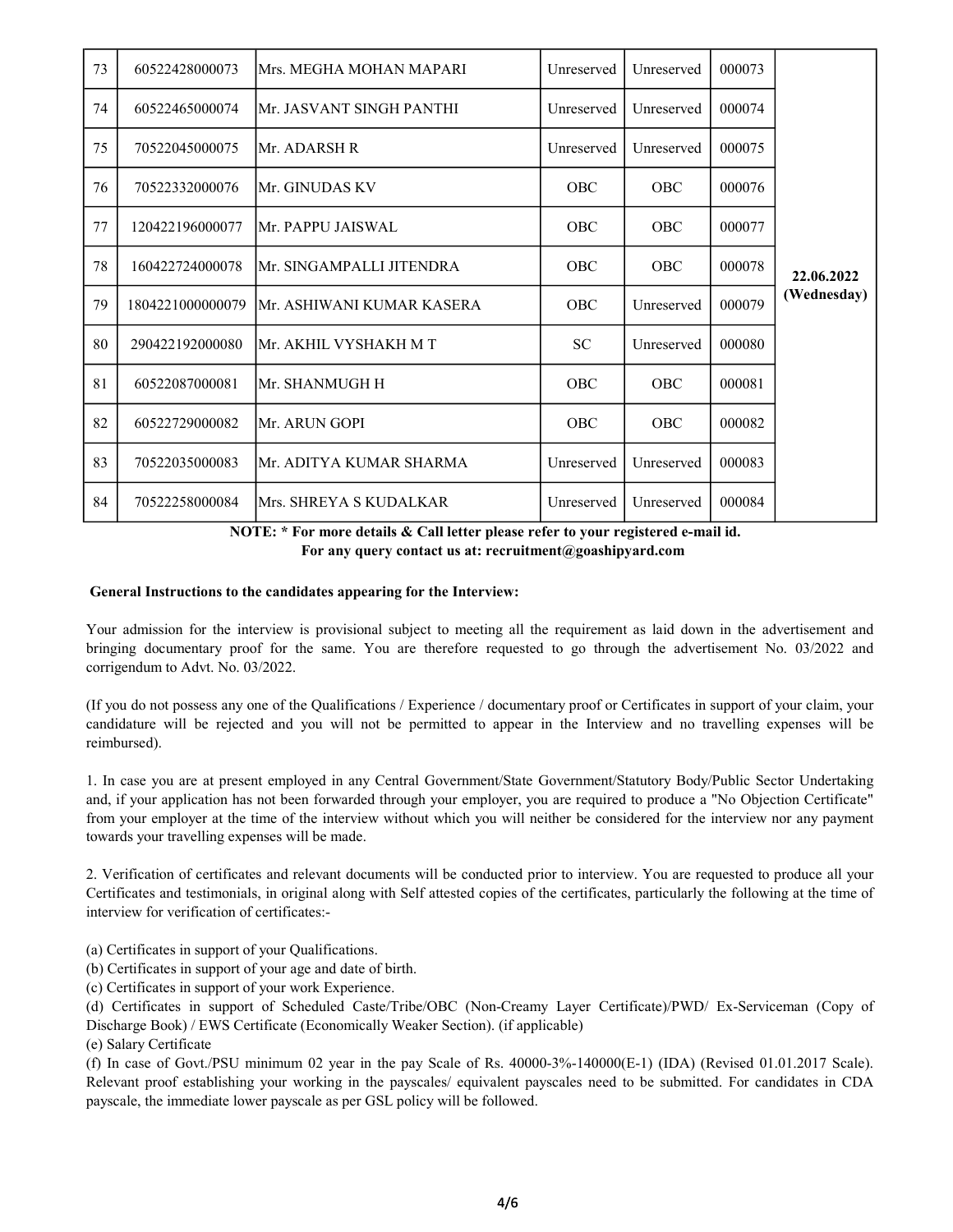| | | | | | | |
|---|---|---|---|---|---|---|
| 73 | 60522428000073 | Mrs. MEGHA MOHAN MAPARI | Unreserved | Unreserved | 000073 | 22.06.2022 (Wednesday) |
| 74 | 60522465000074 | Mr. JASVANT SINGH PANTHI | Unreserved | Unreserved | 000074 | |
| 75 | 70522045000075 | Mr. ADARSH R | Unreserved | Unreserved | 000075 | |
| 76 | 70522332000076 | Mr. GINUDAS KV | OBC | OBC | 000076 | |
| 77 | 120422196000077 | Mr. PAPPU JAISWAL | OBC | OBC | 000077 | |
| 78 | 160422724000078 | Mr. SINGAMPALLI JITENDRA | OBC | OBC | 000078 | |
| 79 | 1804221000000079 | Mr. ASHIWANI KUMAR KASERA | OBC | Unreserved | 000079 | |
| 80 | 290422192000080 | Mr. AKHIL VYSHAKH M T | SC | Unreserved | 000080 | |
| 81 | 60522087000081 | Mr. SHANMUGH H | OBC | OBC | 000081 | |
| 82 | 60522729000082 | Mr. ARUN GOPI | OBC | OBC | 000082 | |
| 83 | 70522035000083 | Mr. ADITYA KUMAR SHARMA | Unreserved | Unreserved | 000083 | |
| 84 | 70522258000084 | Mrs. SHREYA S KUDALKAR | Unreserved | Unreserved | 000084 | |

**NOTE: * For more details & Call letter please refer to your registered e-mail id.**
**For any query contact us at: recruitment@goashipyard.com**

**General Instructions to the candidates appearing for the Interview:**

Your admission for the interview is provisional subject to meeting all the requirement as laid down in the advertisement and bringing documentary proof for the same. You are therefore requested to go through the advertisement No. 03/2022 and corrigendum to Advt. No. 03/2022.

(If you do not possess any one of the Qualifications / Experience / documentary proof or Certificates in support of your claim, your candidature will be rejected and you will not be permitted to appear in the Interview and no travelling expenses will be reimbursed).

1. In case you are at present employed in any Central Government/State Government/Statutory Body/Public Sector Undertaking and, if your application has not been forwarded through your employer, you are required to produce a "No Objection Certificate" from your employer at the time of the interview without which you will neither be considered for the interview nor any payment towards your travelling expenses will be made.

2. Verification of certificates and relevant documents will be conducted prior to interview. You are requested to produce all your Certificates and testimonials, in original along with Self attested copies of the certificates, particularly the following at the time of interview for verification of certificates:-

(a) Certificates in support of your Qualifications.
(b) Certificates in support of your age and date of birth.
(c) Certificates in support of your work Experience.
(d) Certificates in support of Scheduled Caste/Tribe/OBC (Non-Creamy Layer Certificate)/PWD/ Ex-Serviceman (Copy of Discharge Book) / EWS Certificate (Economically Weaker Section). (if applicable)
(e) Salary Certificate
(f) In case of Govt./PSU minimum 02 year in the pay Scale of Rs. 40000-3%-140000(E-1) (IDA) (Revised 01.01.2017 Scale). Relevant proof establishing your working in the payscales/ equivalent payscales need to be submitted. For candidates in CDA payscale, the immediate lower payscale as per GSL policy will be followed.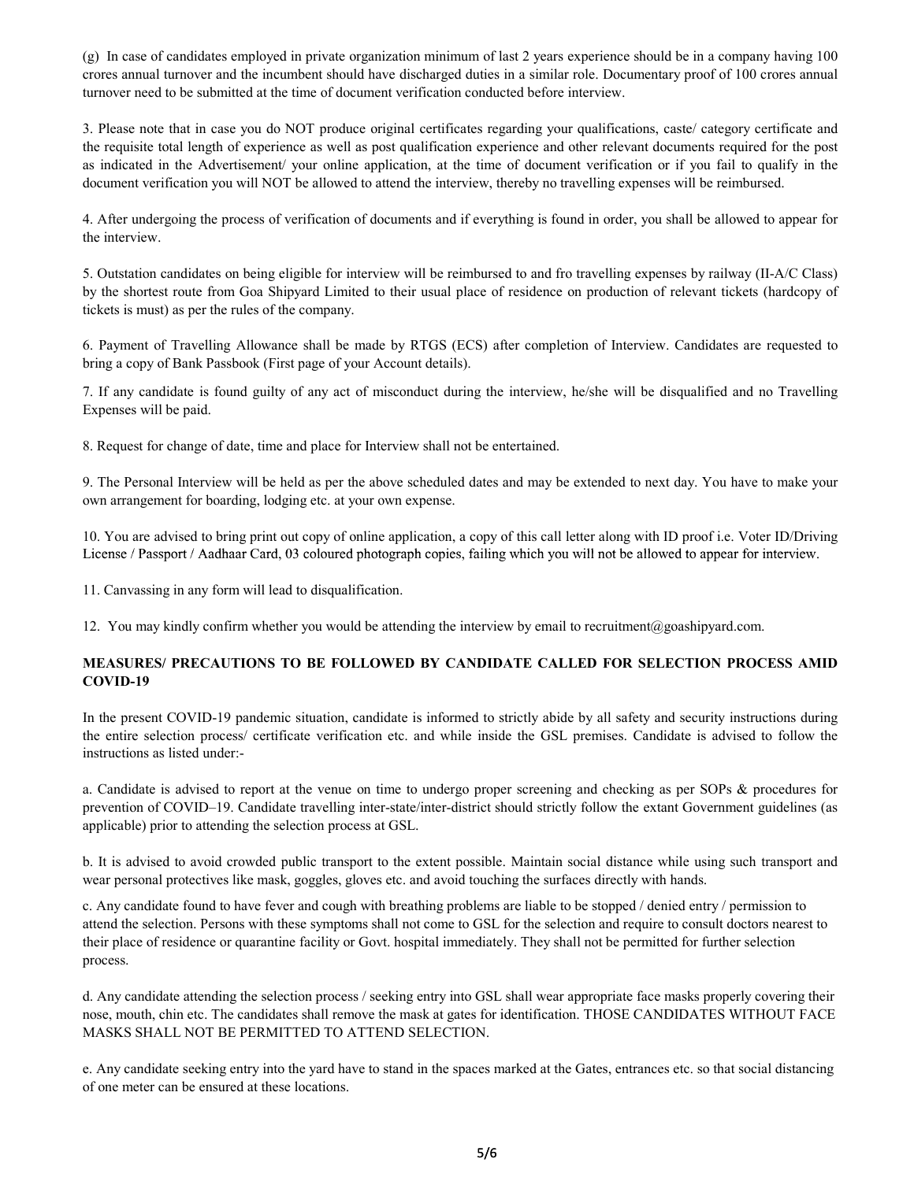(g) In case of candidates employed in private organization minimum of last 2 years experience should be in a company having 100 crores annual turnover and the incumbent should have discharged duties in a similar role. Documentary proof of 100 crores annual turnover need to be submitted at the time of document verification conducted before interview.

3. Please note that in case you do NOT produce original certificates regarding your qualifications, caste/ category certificate and the requisite total length of experience as well as post qualification experience and other relevant documents required for the post as indicated in the Advertisement/ your online application, at the time of document verification or if you fail to qualify in the document verification you will NOT be allowed to attend the interview, thereby no travelling expenses will be reimbursed.

4. After undergoing the process of verification of documents and if everything is found in order, you shall be allowed to appear for the interview.

5. Outstation candidates on being eligible for interview will be reimbursed to and fro travelling expenses by railway (II-A/C Class) by the shortest route from Goa Shipyard Limited to their usual place of residence on production of relevant tickets (hardcopy of tickets is must) as per the rules of the company.

6. Payment of Travelling Allowance shall be made by RTGS (ECS) after completion of Interview. Candidates are requested to bring a copy of Bank Passbook (First page of your Account details).

7. If any candidate is found guilty of any act of misconduct during the interview, he/she will be disqualified and no Travelling Expenses will be paid.

8. Request for change of date, time and place for Interview shall not be entertained.

9. The Personal Interview will be held as per the above scheduled dates and may be extended to next day. You have to make your own arrangement for boarding, lodging etc. at your own expense.

10. You are advised to bring print out copy of online application, a copy of this call letter along with ID proof i.e. Voter ID/Driving License / Passport / Aadhaar Card, 03 coloured photograph copies, failing which you will not be allowed to appear for interview.

11. Canvassing in any form will lead to disqualification.

12. You may kindly confirm whether you would be attending the interview by email to recruitment@goashipyard.com.

**MEASURES/ PRECAUTIONS TO BE FOLLOWED BY CANDIDATE CALLED FOR SELECTION PROCESS AMID COVID-19**

In the present COVID-19 pandemic situation, candidate is informed to strictly abide by all safety and security instructions during the entire selection process/ certificate verification etc. and while inside the GSL premises. Candidate is advised to follow the instructions as listed under:-

a. Candidate is advised to report at the venue on time to undergo proper screening and checking as per SOPs & procedures for prevention of COVID–19. Candidate travelling inter-state/inter-district should strictly follow the extant Government guidelines (as applicable) prior to attending the selection process at GSL.

b. It is advised to avoid crowded public transport to the extent possible. Maintain social distance while using such transport and wear personal protectives like mask, goggles, gloves etc. and avoid touching the surfaces directly with hands.

c. Any candidate found to have fever and cough with breathing problems are liable to be stopped / denied entry / permission to attend the selection. Persons with these symptoms shall not come to GSL for the selection and require to consult doctors nearest to their place of residence or quarantine facility or Govt. hospital immediately. They shall not be permitted for further selection process.

d. Any candidate attending the selection process / seeking entry into GSL shall wear appropriate face masks properly covering their nose, mouth, chin etc. The candidates shall remove the mask at gates for identification. THOSE CANDIDATES WITHOUT FACE MASKS SHALL NOT BE PERMITTED TO ATTEND SELECTION.

e. Any candidate seeking entry into the yard have to stand in the spaces marked at the Gates, entrances etc. so that social distancing of one meter can be ensured at these locations.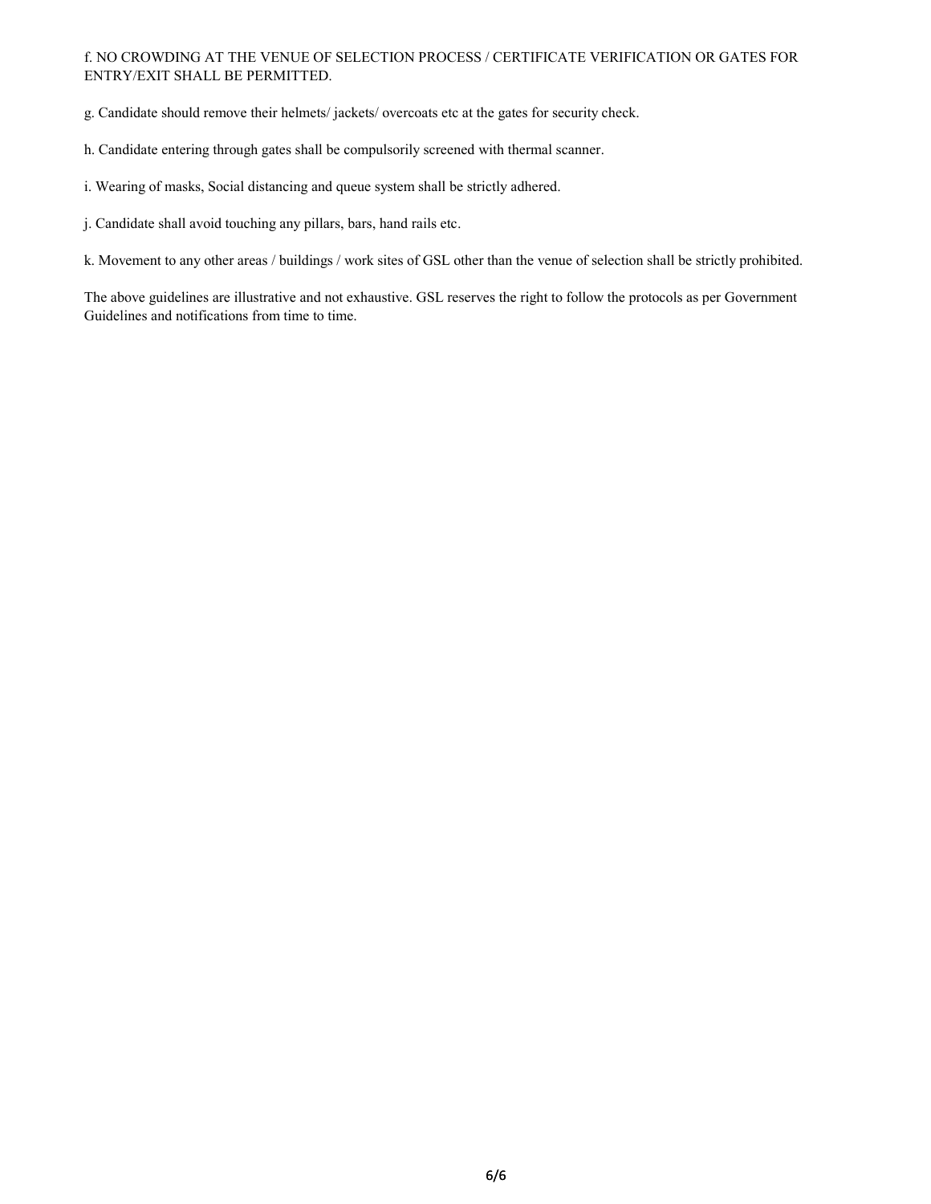f. NO CROWDING AT THE VENUE OF SELECTION PROCESS / CERTIFICATE VERIFICATION OR GATES FOR ENTRY/EXIT SHALL BE PERMITTED.

g. Candidate should remove their helmets/ jackets/ overcoats etc at the gates for security check.

h. Candidate entering through gates shall be compulsorily screened with thermal scanner.

i. Wearing of masks, Social distancing and queue system shall be strictly adhered.

j. Candidate shall avoid touching any pillars, bars, hand rails etc.

k. Movement to any other areas / buildings / work sites of GSL other than the venue of selection shall be strictly prohibited.

The above guidelines are illustrative and not exhaustive. GSL reserves the right to follow the protocols as per Government Guidelines and notifications from time to time.